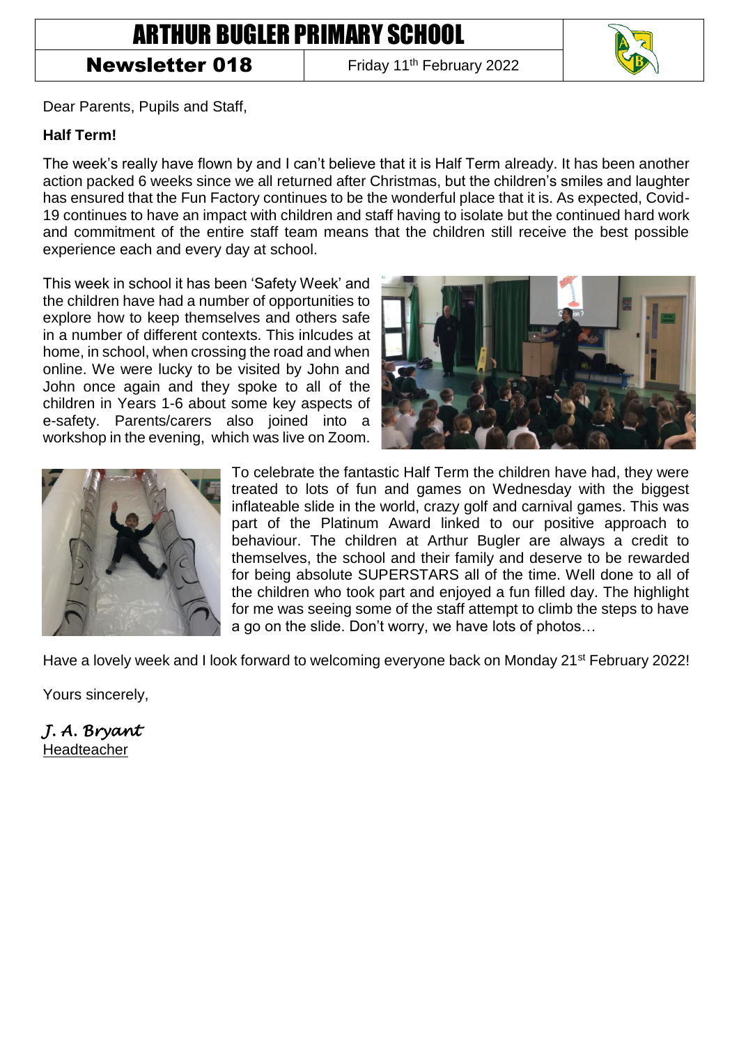# ARTHUR BUGLER PRIMARY SCHOOL

**Newsletter 018** | Friday 11th February 2022

Dear Parents, Pupils and Staff,

**Half Term!**

The week's really have flown by and I can't believe that it is Half Term already. It has been another action packed 6 weeks since we all returned after Christmas, but the children's smiles and laughter has ensured that the Fun Factory continues to be the wonderful place that it is. As expected, Covid-19 continues to have an impact with children and staff having to isolate but the continued hard work and commitment of the entire staff team means that the children still receive the best possible experience each and every day at school.

This week in school it has been 'Safety Week' and the children have had a number of opportunities to explore how to keep themselves and others safe in a number of different contexts. This inlcudes at home, in school, when crossing the road and when online. We were lucky to be visited by John and John once again and they spoke to all of the children in Years 1-6 about some key aspects of e-safety. Parents/carers also joined into a workshop in the evening, which was live on Zoom.

To celebrate the fantastic Half Term the children have had, they were treated to lots of fun and games on Wednesday with the biggest inflateable slide in the world, crazy golf and carnival games. This was part of the Platinum Award linked to our positive approach to behaviour. The children at Arthur Bugler are always a credit to themselves, the school and their family and deserve to be rewarded for being absolute SUPERSTARS all of the time. Well done to all of the children who took part and enjoyed a fun filled day. The highlight for me was seeing some of the staff attempt to climb the steps to have a go on the slide. Don't worry, we have lots of photos…

Have a lovely week and I look forward to welcoming everyone back on Monday 21st February 2022!

Yours sincerely,

*J. A. Bryant*
Headteacher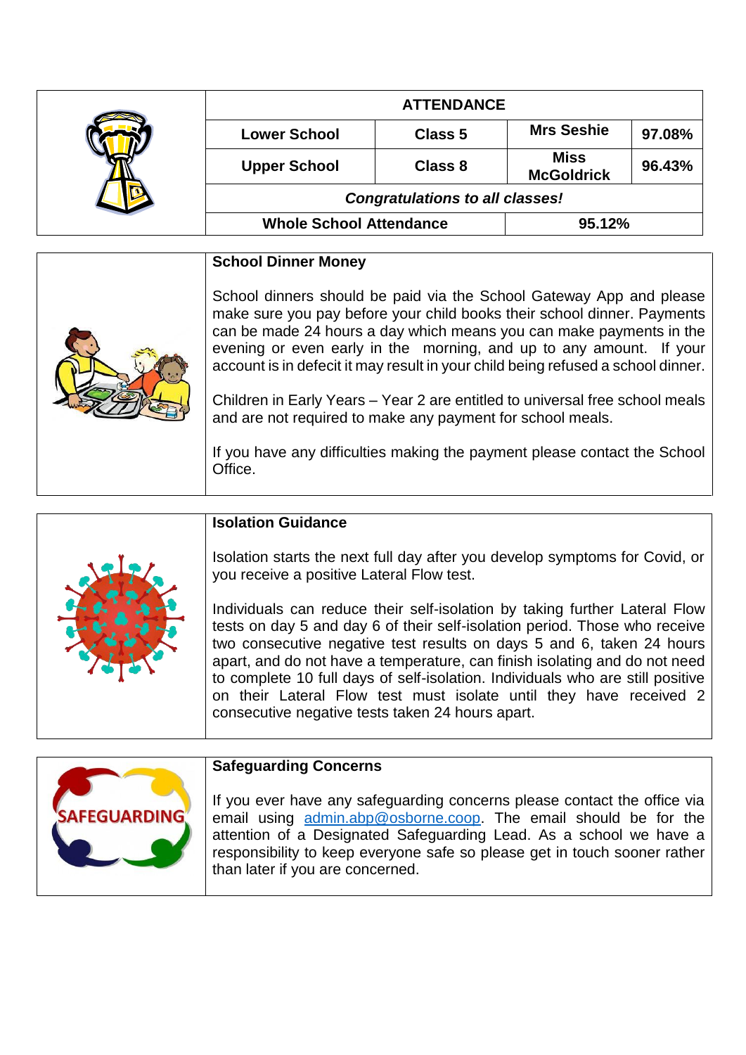| ATTENDANCE | | | |
|---|---|---|---|
| Lower School | Class 5 | Mrs Seshie | 97.08% |
| Upper School | Class 8 | Miss McGoldrick | 96.43% |
| *Congratulations to all classes!* | | | |
| Whole School Attendance | | 95.12% | |

### School Dinner Money

School dinners should be paid via the School Gateway App and please make sure you pay before your child books their school dinner. Payments can be made 24 hours a day which means you can make payments in the evening or even early in the morning, and up to any amount. If your account is in defecit it may result in your child being refused a school dinner.

Children in Early Years – Year 2 are entitled to universal free school meals and are not required to make any payment for school meals.

If you have any difficulties making the payment please contact the School Office.

### Isolation Guidance

Isolation starts the next full day after you develop symptoms for Covid, or you receive a positive Lateral Flow test.

Individuals can reduce their self-isolation by taking further Lateral Flow tests on day 5 and day 6 of their self-isolation period. Those who receive two consecutive negative test results on days 5 and 6, taken 24 hours apart, and do not have a temperature, can finish isolating and do not need to complete 10 full days of self-isolation. Individuals who are still positive on their Lateral Flow test must isolate until they have received 2 consecutive negative tests taken 24 hours apart.

### Safeguarding Concerns

If you ever have any safeguarding concerns please contact the office via email using admin.abp@osborne.coop. The email should be for the attention of a Designated Safeguarding Lead. As a school we have a responsibility to keep everyone safe so please get in touch sooner rather than later if you are concerned.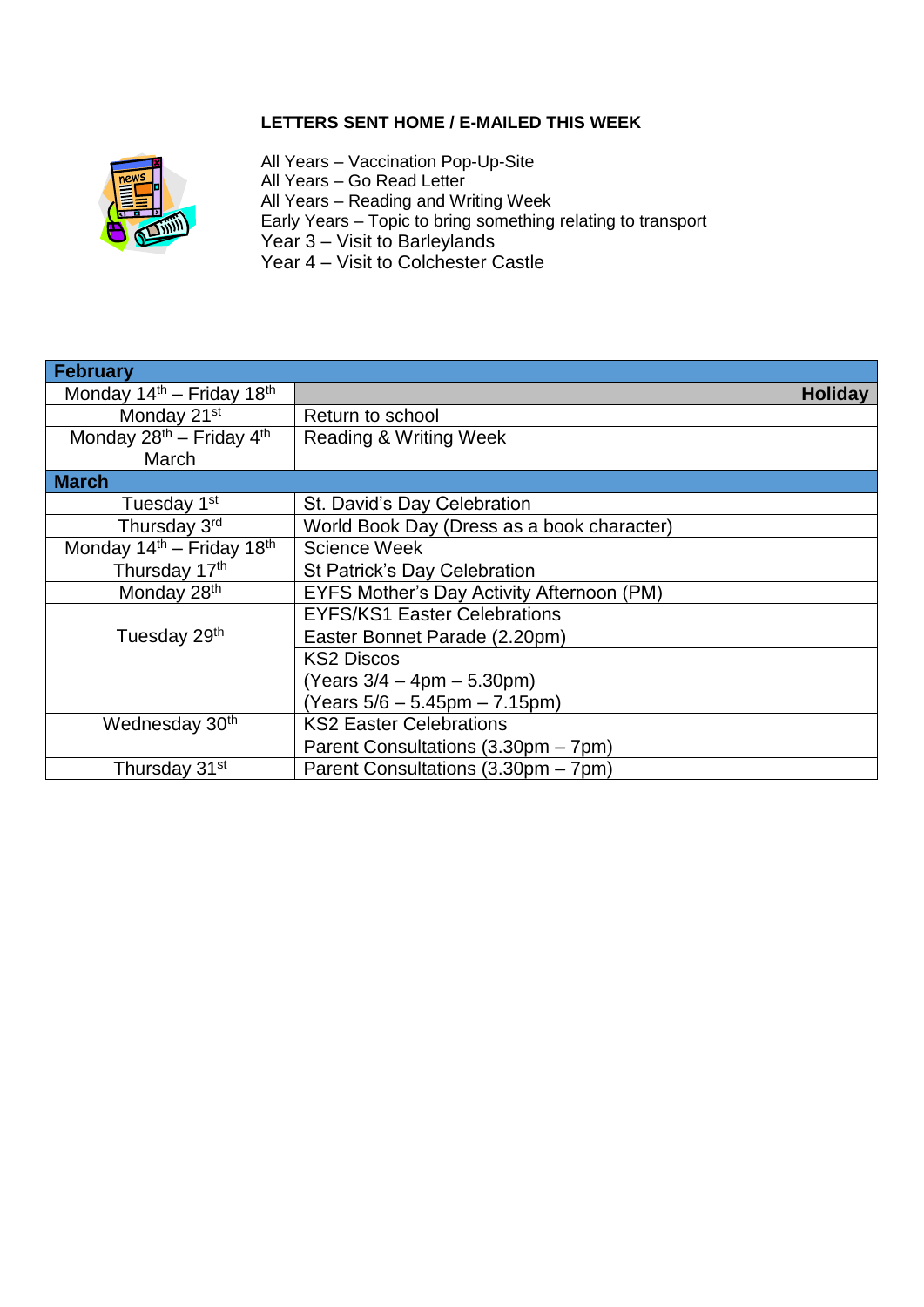**LETTERS SENT HOME / E-MAILED THIS WEEK**

All Years – Vaccination Pop-Up-Site
All Years – Go Read Letter
All Years – Reading and Writing Week
Early Years – Topic to bring something relating to transport
Year 3 – Visit to Barleylands
Year 4 – Visit to Colchester Castle

| | |
|---|---|
| **February** | |
| Monday 14th – Friday 18th | **Holiday** |
| Monday 21st | Return to school |
| Monday 28th – Friday 4th March | Reading & Writing Week |
| **March** | |
| Tuesday 1st | St. David's Day Celebration |
| Thursday 3rd | World Book Day (Dress as a book character) |
| Monday 14th – Friday 18th | Science Week |
| Thursday 17th | St Patrick's Day Celebration |
| Monday 28th | EYFS Mother's Day Activity Afternoon (PM) |
| Tuesday 29th | EYFS/KS1 Easter Celebrations |
| | Easter Bonnet Parade (2.20pm) |
| | KS2 Discos (Years 3/4 – 4pm – 5.30pm) (Years 5/6 – 5.45pm – 7.15pm) |
| Wednesday 30th | KS2 Easter Celebrations |
| | Parent Consultations (3.30pm – 7pm) |
| Thursday 31st | Parent Consultations (3.30pm – 7pm) |